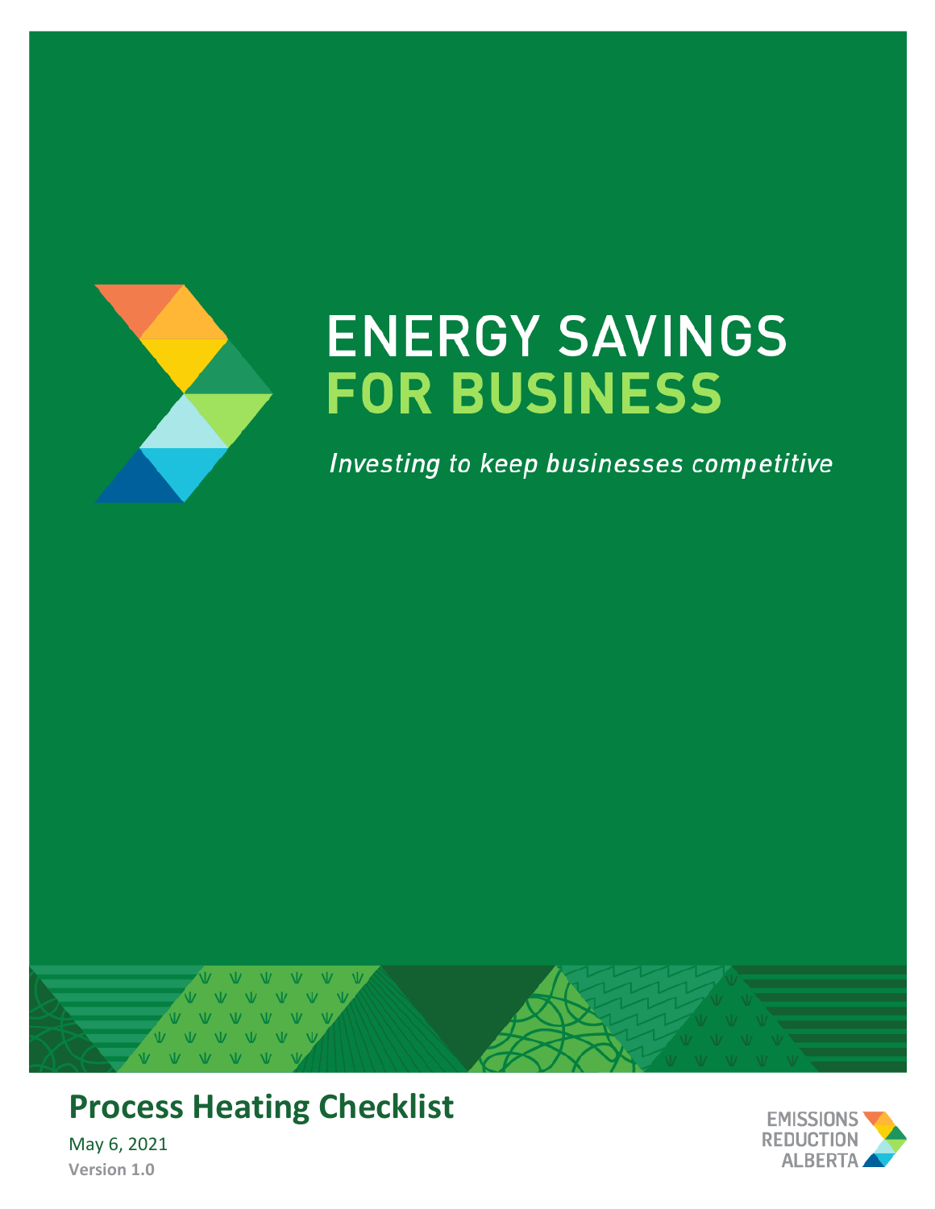# ENERGY SAVINGS FOR BUSINESS

*Investing to keep businesses competitive*

## Process Heating Checklist

May 6, 2021

**Version 1.0**

EMISSIONS REDUCTION ALBERTA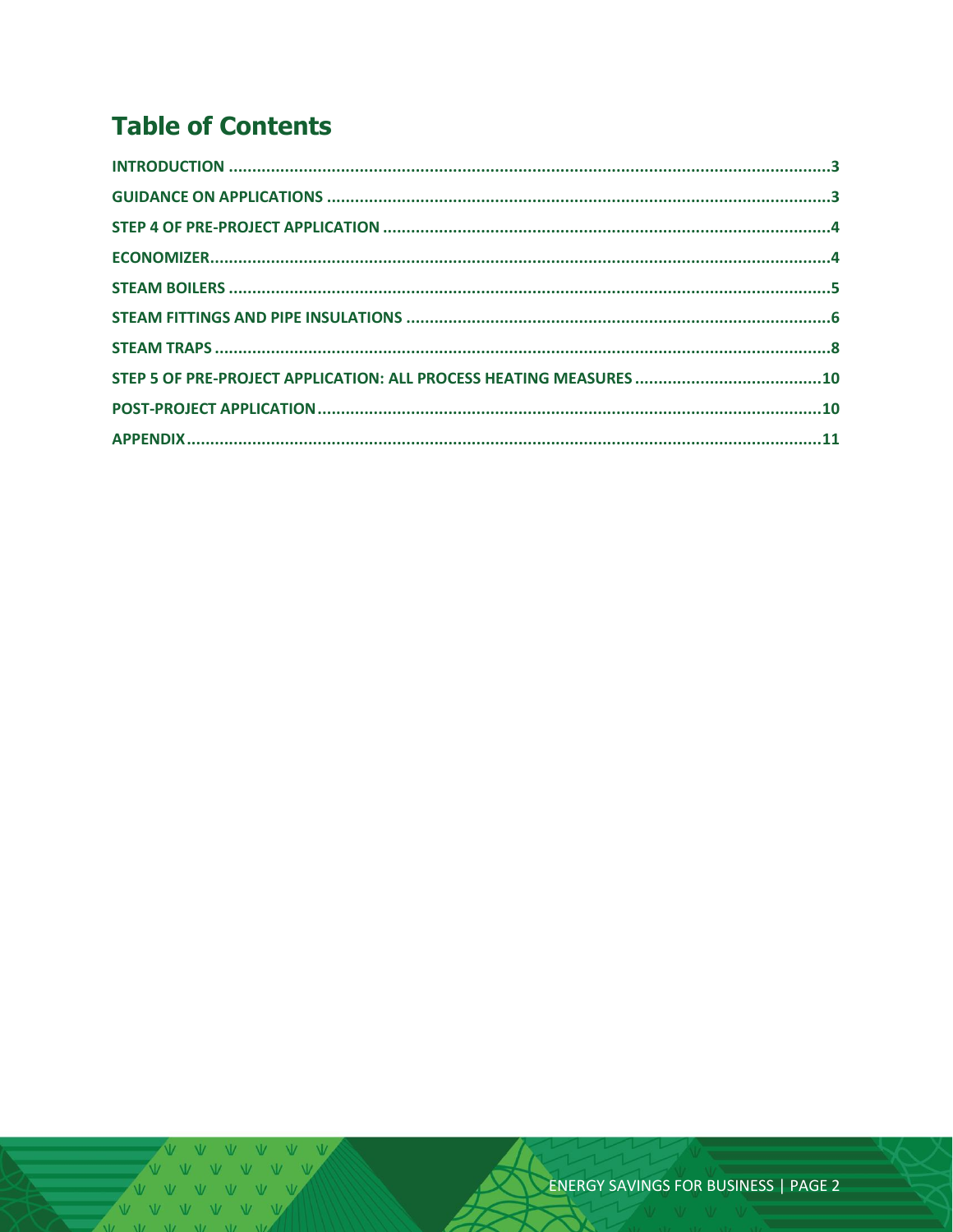# Table of Contents

| Section | Page |
|---|---|
| INTRODUCTION | 3 |
| GUIDANCE ON APPLICATIONS | 3 |
| STEP 4 OF PRE-PROJECT APPLICATION | 4 |
| ECONOMIZER | 4 |
| STEAM BOILERS | 5 |
| STEAM FITTINGS AND PIPE INSULATIONS | 6 |
| STEAM TRAPS | 8 |
| STEP 5 OF PRE-PROJECT APPLICATION: ALL PROCESS HEATING MEASURES | 10 |
| POST-PROJECT APPLICATION | 10 |
| APPENDIX | 11 |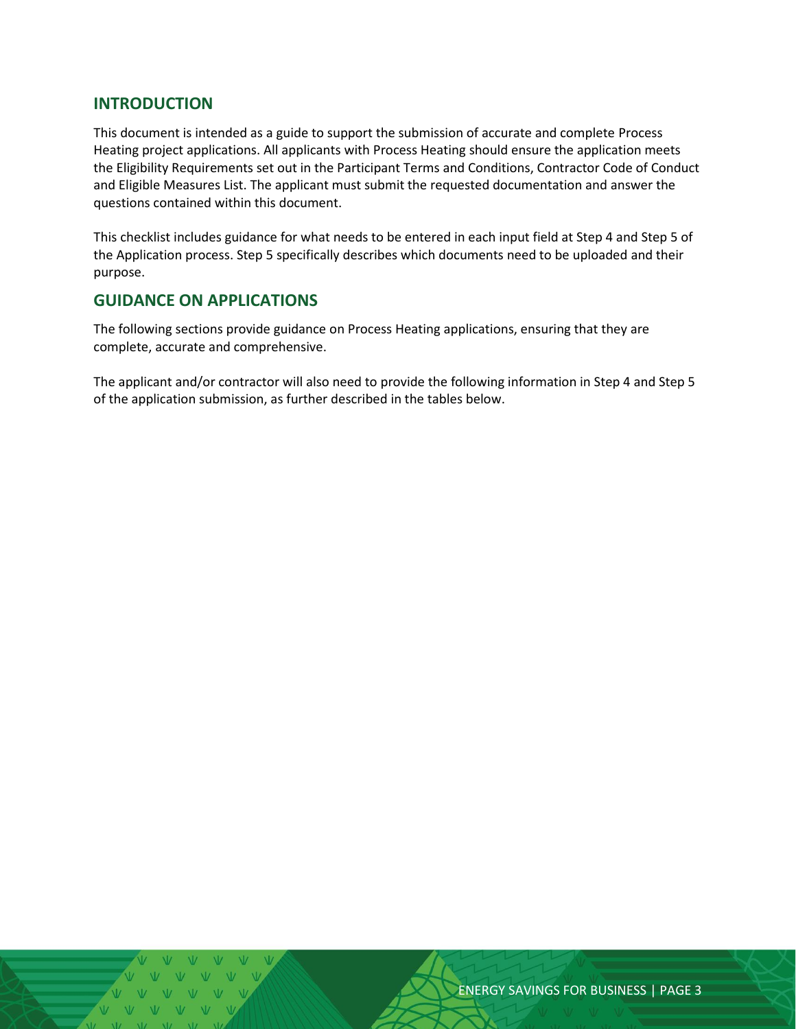## INTRODUCTION

This document is intended as a guide to support the submission of accurate and complete Process Heating project applications. All applicants with Process Heating should ensure the application meets the Eligibility Requirements set out in the Participant Terms and Conditions, Contractor Code of Conduct and Eligible Measures List. The applicant must submit the requested documentation and answer the questions contained within this document.

This checklist includes guidance for what needs to be entered in each input field at Step 4 and Step 5 of the Application process. Step 5 specifically describes which documents need to be uploaded and their purpose.

## GUIDANCE ON APPLICATIONS

The following sections provide guidance on Process Heating applications, ensuring that they are complete, accurate and comprehensive.

The applicant and/or contractor will also need to provide the following information in Step 4 and Step 5 of the application submission, as further described in the tables below.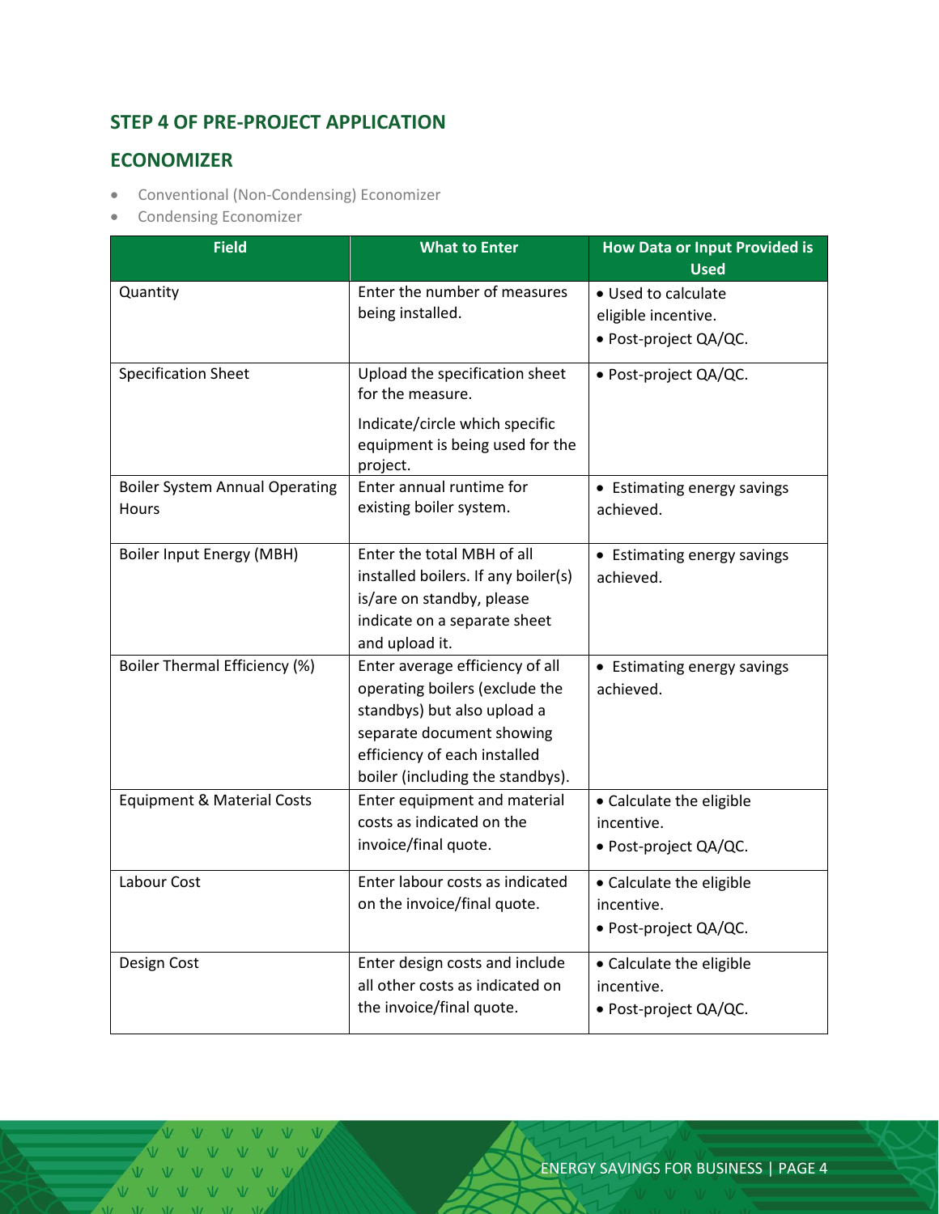## STEP 4 OF PRE-PROJECT APPLICATION

## ECONOMIZER

- Conventional (Non-Condensing) Economizer
- Condensing Economizer

| Field | What to Enter | How Data or Input Provided is Used |
|---|---|---|
| Quantity | Enter the number of measures being installed. | • Used to calculate eligible incentive.<br>• Post-project QA/QC. |
| Specification Sheet | Upload the specification sheet for the measure.<br><br>Indicate/circle which specific equipment is being used for the project. | • Post-project QA/QC. |
| Boiler System Annual Operating Hours | Enter annual runtime for existing boiler system. | • Estimating energy savings achieved. |
| Boiler Input Energy (MBH) | Enter the total MBH of all installed boilers. If any boiler(s) is/are on standby, please indicate on a separate sheet and upload it. | • Estimating energy savings achieved. |
| Boiler Thermal Efficiency (%) | Enter average efficiency of all operating boilers (exclude the standbys) but also upload a separate document showing efficiency of each installed boiler (including the standbys). | • Estimating energy savings achieved. |
| Equipment & Material Costs | Enter equipment and material costs as indicated on the invoice/final quote. | • Calculate the eligible incentive.<br>• Post-project QA/QC. |
| Labour Cost | Enter labour costs as indicated on the invoice/final quote. | • Calculate the eligible incentive.<br>• Post-project QA/QC. |
| Design Cost | Enter design costs and include all other costs as indicated on the invoice/final quote. | • Calculate the eligible incentive.<br>• Post-project QA/QC. |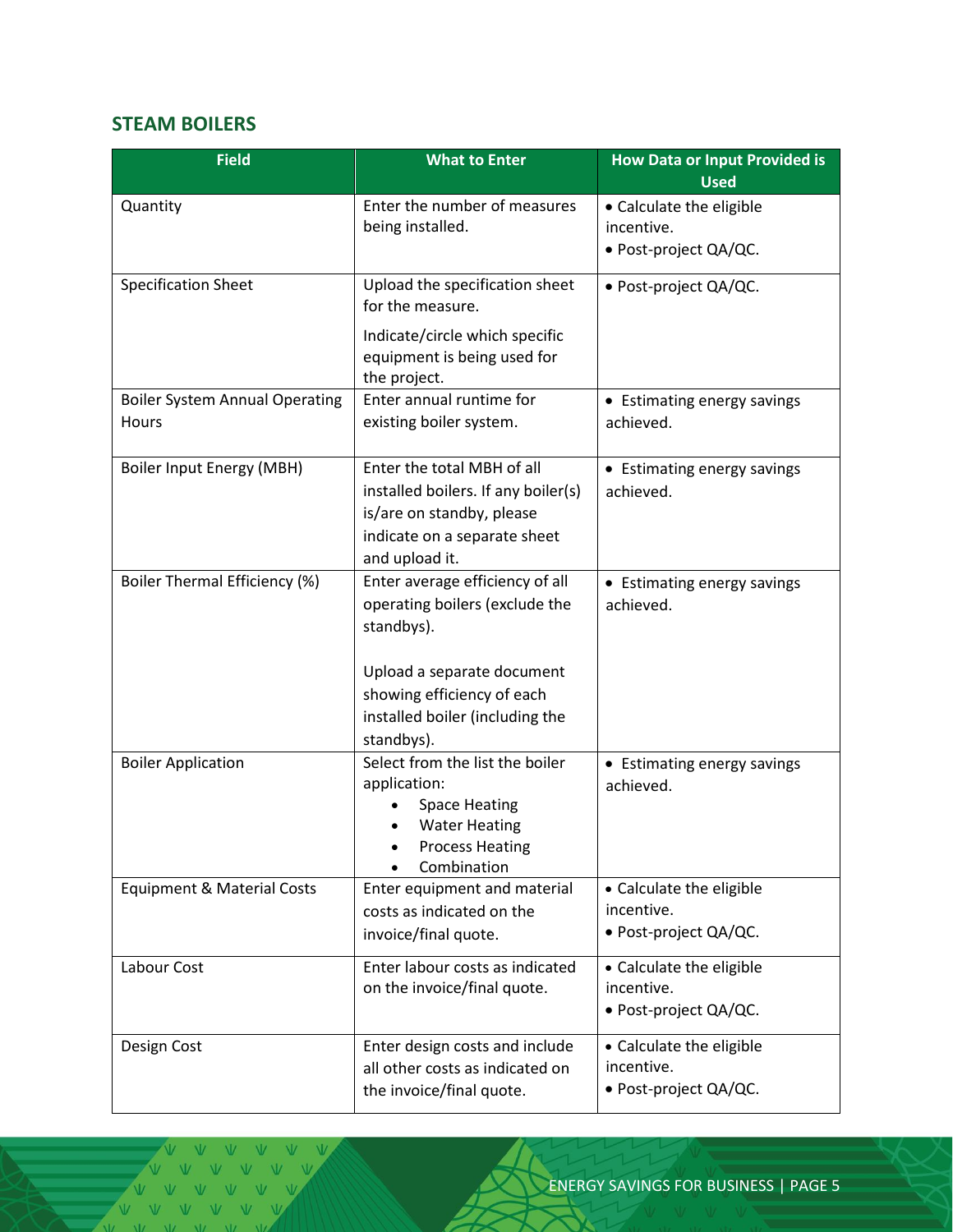## STEAM BOILERS

| Field | What to Enter | How Data or Input Provided is Used |
| --- | --- | --- |
| Quantity | Enter the number of measures being installed. | • Calculate the eligible incentive.<br>• Post-project QA/QC. |
| Specification Sheet | Upload the specification sheet for the measure.<br><br>Indicate/circle which specific equipment is being used for the project. | • Post-project QA/QC. |
| Boiler System Annual Operating Hours | Enter annual runtime for existing boiler system. | • Estimating energy savings achieved. |
| Boiler Input Energy (MBH) | Enter the total MBH of all installed boilers. If any boiler(s) is/are on standby, please indicate on a separate sheet and upload it. | • Estimating energy savings achieved. |
| Boiler Thermal Efficiency (%) | Enter average efficiency of all operating boilers (exclude the standbys).<br><br>Upload a separate document showing efficiency of each installed boiler (including the standbys). | • Estimating energy savings achieved. |
| Boiler Application | Select from the list the boiler application:<br>• Space Heating<br>• Water Heating<br>• Process Heating<br>• Combination | • Estimating energy savings achieved. |
| Equipment & Material Costs | Enter equipment and material costs as indicated on the invoice/final quote. | • Calculate the eligible incentive.<br>• Post-project QA/QC. |
| Labour Cost | Enter labour costs as indicated on the invoice/final quote. | • Calculate the eligible incentive.<br>• Post-project QA/QC. |
| Design Cost | Enter design costs and include all other costs as indicated on the invoice/final quote. | • Calculate the eligible incentive.<br>• Post-project QA/QC. |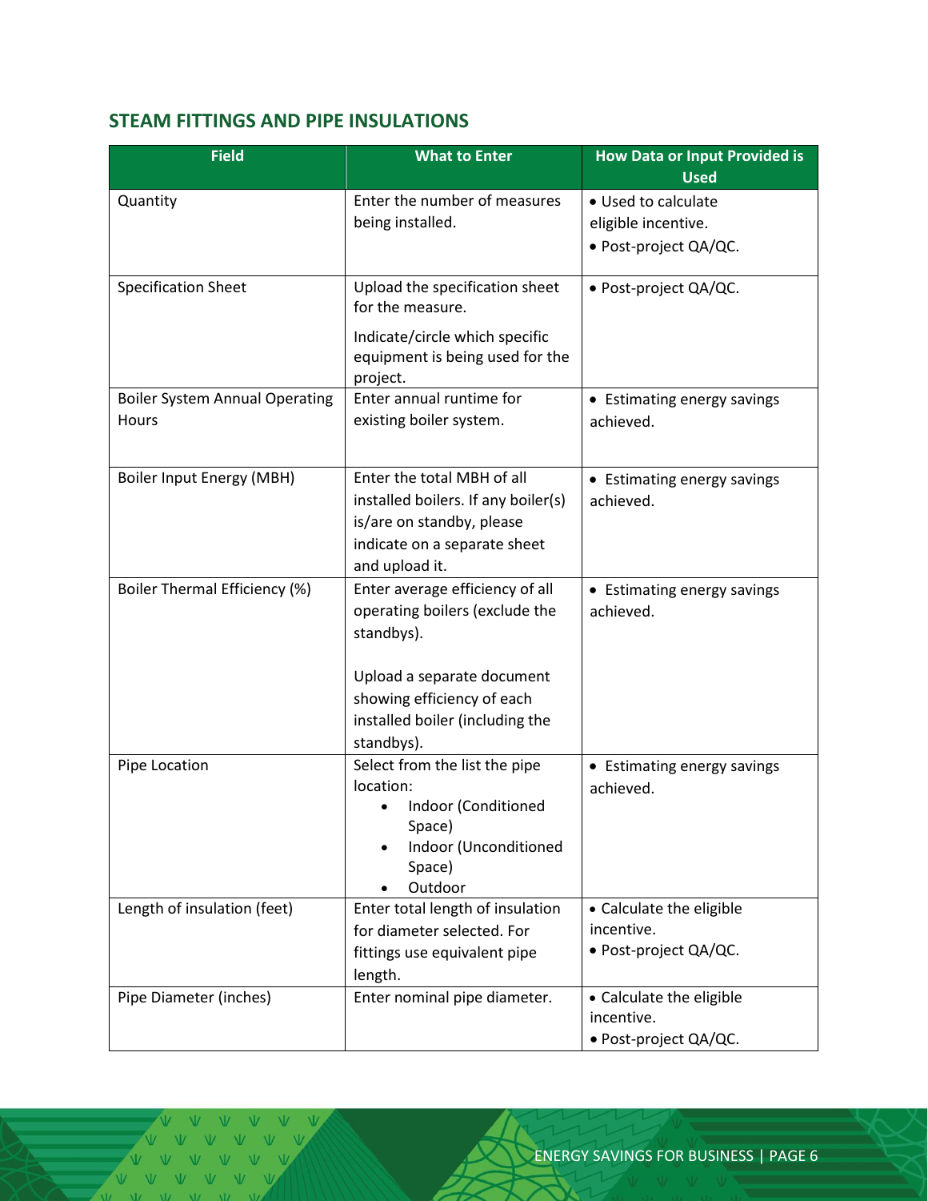## STEAM FITTINGS AND PIPE INSULATIONS

| Field | What to Enter | How Data or Input Provided is Used |
|---|---|---|
| Quantity | Enter the number of measures being installed. | • Used to calculate eligible incentive.<br>• Post-project QA/QC. |
| Specification Sheet | Upload the specification sheet for the measure.<br><br>Indicate/circle which specific equipment is being used for the project. | • Post-project QA/QC. |
| Boiler System Annual Operating Hours | Enter annual runtime for existing boiler system. | • Estimating energy savings achieved. |
| Boiler Input Energy (MBH) | Enter the total MBH of all installed boilers. If any boiler(s) is/are on standby, please indicate on a separate sheet and upload it. | • Estimating energy savings achieved. |
| Boiler Thermal Efficiency (%) | Enter average efficiency of all operating boilers (exclude the standbys).<br><br>Upload a separate document showing efficiency of each installed boiler (including the standbys). | • Estimating energy savings achieved. |
| Pipe Location | Select from the list the pipe location:<br>• Indoor (Conditioned Space)<br>• Indoor (Unconditioned Space)<br>• Outdoor | • Estimating energy savings achieved. |
| Length of insulation (feet) | Enter total length of insulation for diameter selected. For fittings use equivalent pipe length. | • Calculate the eligible incentive.<br>• Post-project QA/QC. |
| Pipe Diameter (inches) | Enter nominal pipe diameter. | • Calculate the eligible incentive.<br>• Post-project QA/QC. |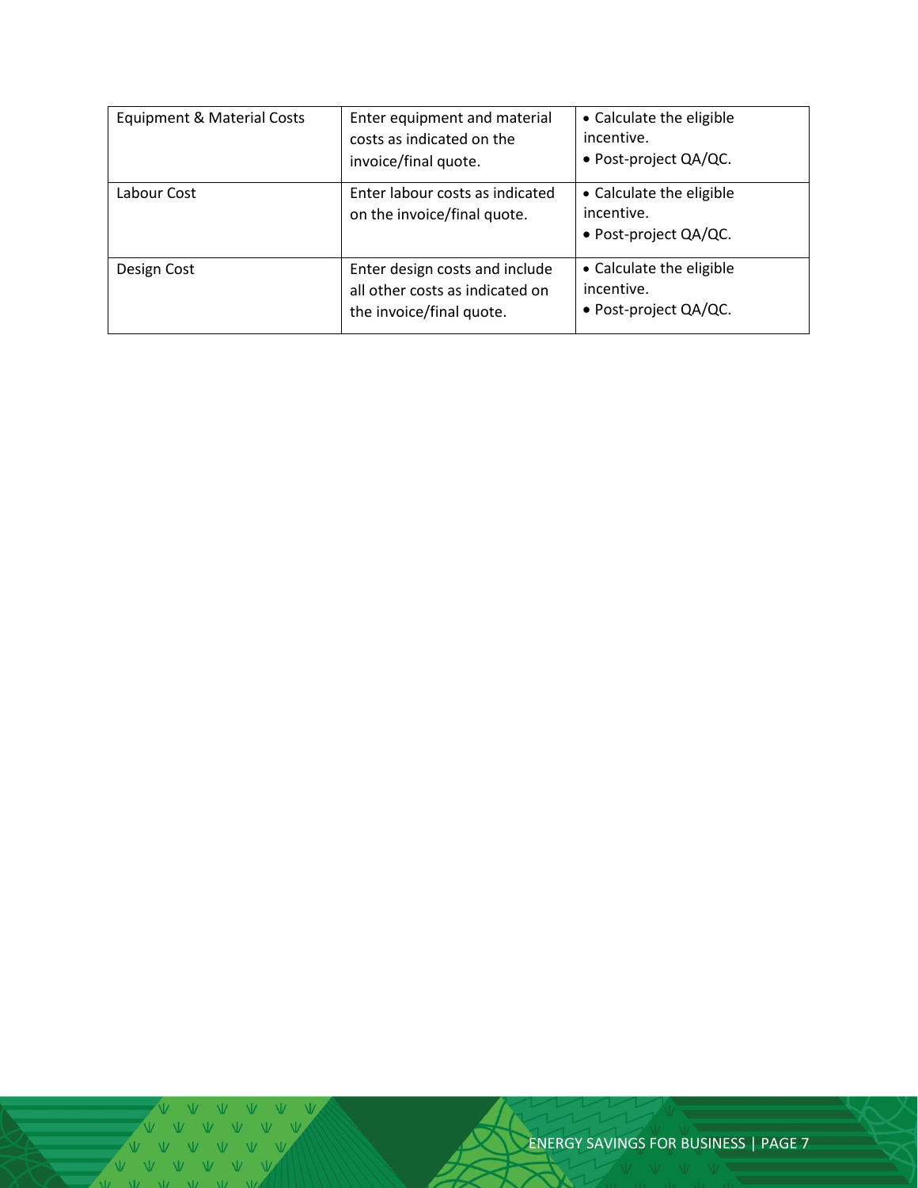| Equipment & Material Costs | Enter equipment and material costs as indicated on the invoice/final quote. | • Calculate the eligible incentive.<br>• Post-project QA/QC. |
|---|---|---|
| Labour Cost | Enter labour costs as indicated on the invoice/final quote. | • Calculate the eligible incentive.<br>• Post-project QA/QC. |
| Design Cost | Enter design costs and include all other costs as indicated on the invoice/final quote. | • Calculate the eligible incentive.<br>• Post-project QA/QC. |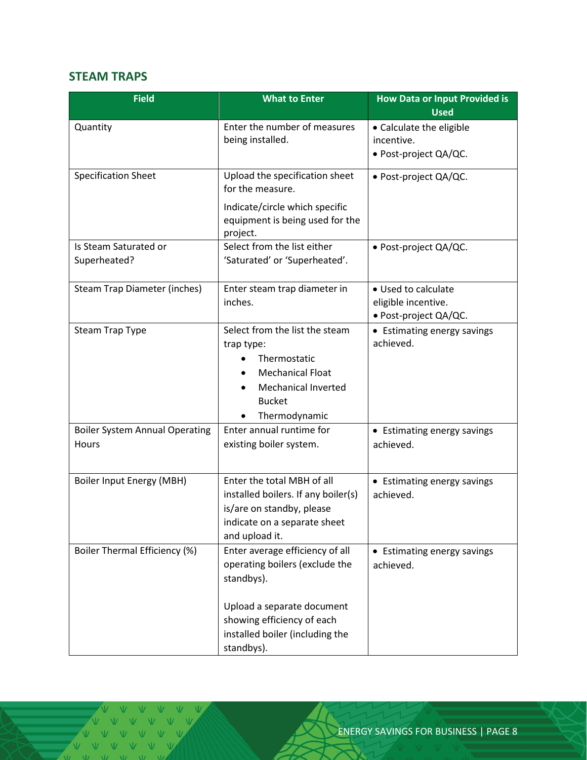## STEAM TRAPS

| Field | What to Enter | How Data or Input Provided is Used |
|---|---|---|
| Quantity | Enter the number of measures being installed. | • Calculate the eligible incentive.<br>• Post-project QA/QC. |
| Specification Sheet | Upload the specification sheet for the measure.<br><br>Indicate/circle which specific equipment is being used for the project. | • Post-project QA/QC. |
| Is Steam Saturated or Superheated? | Select from the list either 'Saturated' or 'Superheated'. | • Post-project QA/QC. |
| Steam Trap Diameter (inches) | Enter steam trap diameter in inches. | • Used to calculate eligible incentive.<br>• Post-project QA/QC. |
| Steam Trap Type | Select from the list the steam trap type:<br>• Thermostatic<br>• Mechanical Float<br>• Mechanical Inverted Bucket<br>• Thermodynamic | • Estimating energy savings achieved. |
| Boiler System Annual Operating Hours | Enter annual runtime for existing boiler system. | • Estimating energy savings achieved. |
| Boiler Input Energy (MBH) | Enter the total MBH of all installed boilers. If any boiler(s) is/are on standby, please indicate on a separate sheet and upload it. | • Estimating energy savings achieved. |
| Boiler Thermal Efficiency (%) | Enter average efficiency of all operating boilers (exclude the standbys).<br><br>Upload a separate document showing efficiency of each installed boiler (including the standbys). | • Estimating energy savings achieved. |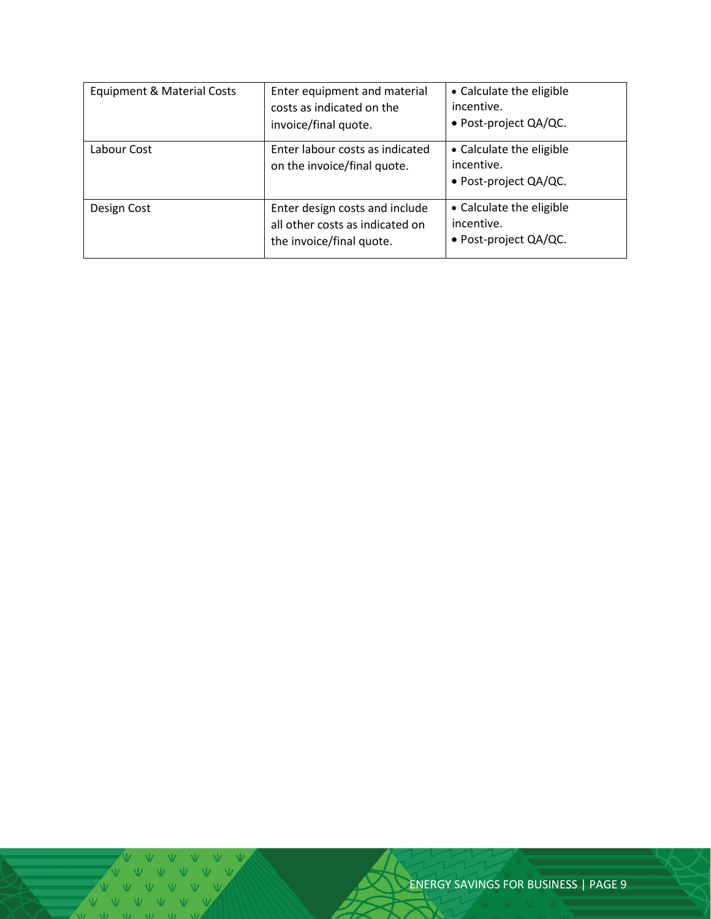| Equipment & Material Costs | Enter equipment and material costs as indicated on the invoice/final quote. | • Calculate the eligible incentive.<br>• Post-project QA/QC. |
|---|---|---|
| Labour Cost | Enter labour costs as indicated on the invoice/final quote. | • Calculate the eligible incentive.<br>• Post-project QA/QC. |
| Design Cost | Enter design costs and include all other costs as indicated on the invoice/final quote. | • Calculate the eligible incentive.<br>• Post-project QA/QC. |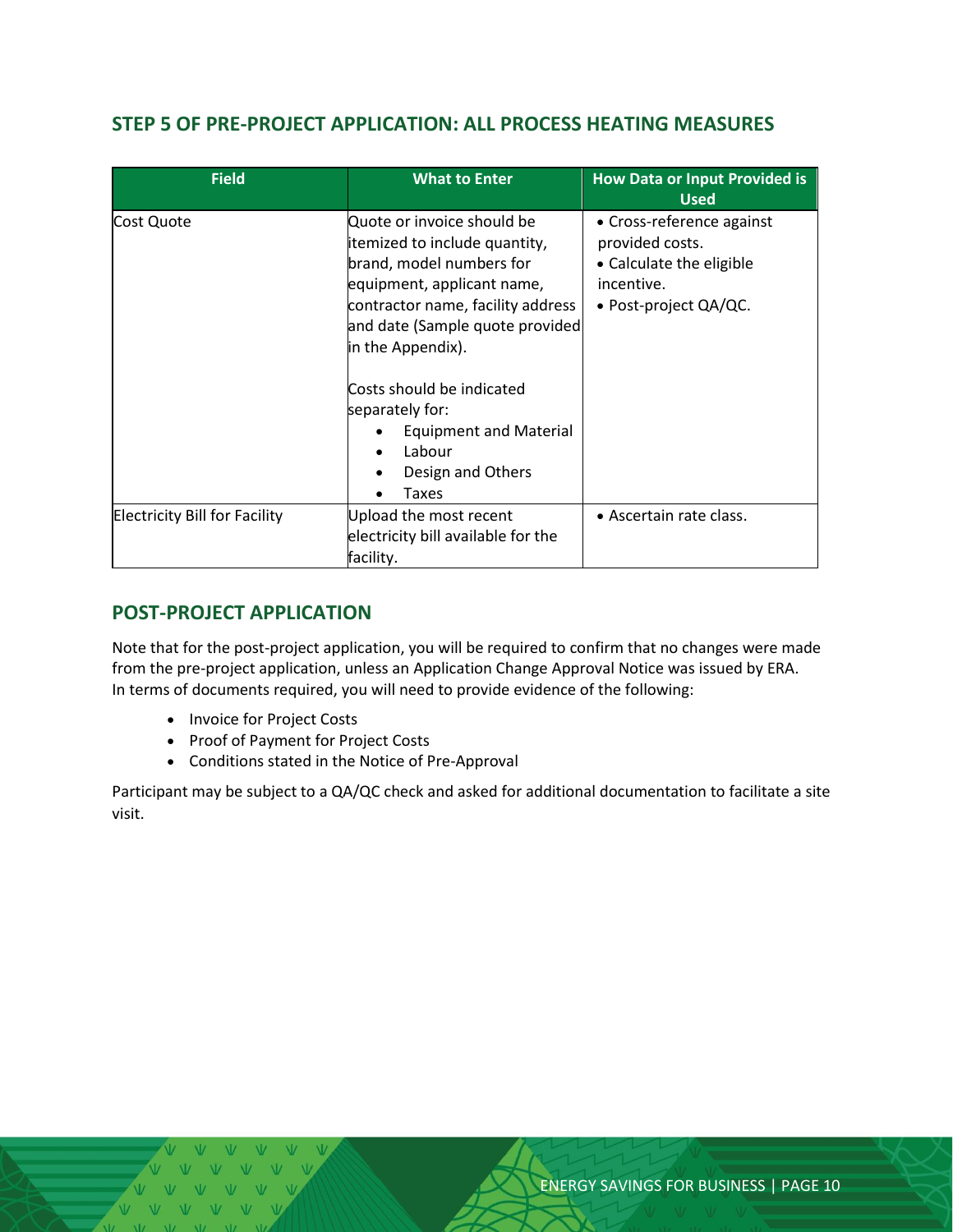## STEP 5 OF PRE-PROJECT APPLICATION: ALL PROCESS HEATING MEASURES

| Field | What to Enter | How Data or Input Provided is Used |
| --- | --- | --- |
| Cost Quote | Quote or invoice should be itemized to include quantity, brand, model numbers for equipment, applicant name, contractor name, facility address and date (Sample quote provided in the Appendix).<br><br>Costs should be indicated separately for:<br>• Equipment and Material<br>• Labour<br>• Design and Others<br>• Taxes | • Cross-reference against provided costs.<br>• Calculate the eligible incentive.<br>• Post-project QA/QC. |
| Electricity Bill for Facility | Upload the most recent electricity bill available for the facility. | • Ascertain rate class. |

## POST-PROJECT APPLICATION

Note that for the post-project application, you will be required to confirm that no changes were made from the pre-project application, unless an Application Change Approval Notice was issued by ERA. In terms of documents required, you will need to provide evidence of the following:

- Invoice for Project Costs
- Proof of Payment for Project Costs
- Conditions stated in the Notice of Pre-Approval

Participant may be subject to a QA/QC check and asked for additional documentation to facilitate a site visit.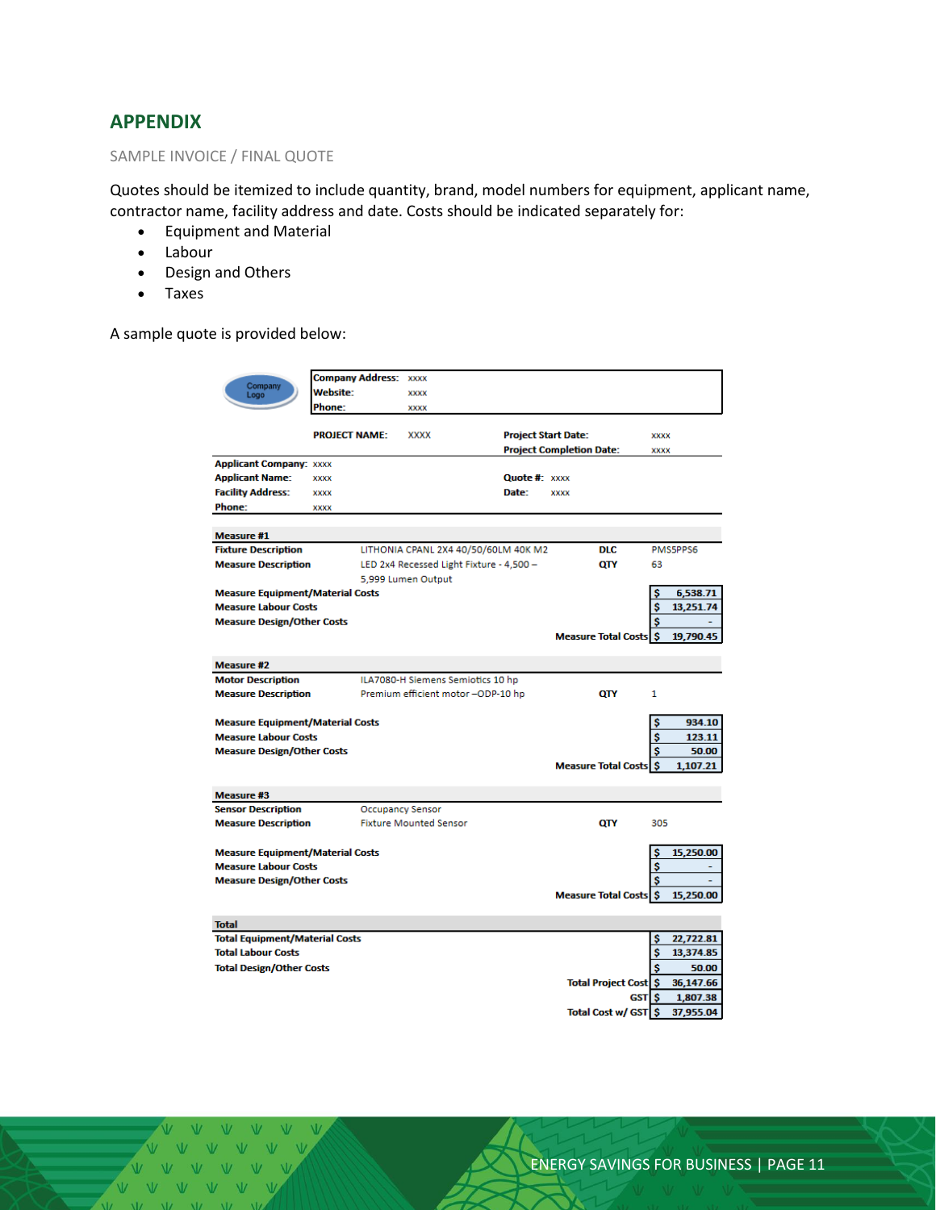## APPENDIX

SAMPLE INVOICE / FINAL QUOTE

Quotes should be itemized to include quantity, brand, model numbers for equipment, applicant name, contractor name, facility address and date. Costs should be indicated separately for:

- Equipment and Material
- Labour
- Design and Others
- Taxes

A sample quote is provided below:

Company Logo

| | |
|---|---|
| **Company Address:** | xxxx |
| **Website:** | xxxx |
| **Phone:** | xxxx |

| | | | |
|---|---|---|---|
| **PROJECT NAME:** | XXXX | **Project Start Date:** | xxxx |
| | | **Project Completion Date:** | xxxx |
| **Applicant Company:** | xxxx | | |
| **Applicant Name:** | xxxx | **Quote #:** | xxxx |
| **Facility Address:** | xxxx | **Date:** | xxxx |
| **Phone:** | xxxx | | |

| | | | |
|---|---|---|---|
| **Measure #1** | | | |
| **Fixture Description** | LITHONIA CPANL 2X4 40/50/60LM 40K M2 | **DLC** | PMS5PPS6 |
| **Measure Description** | LED 2x4 Recessed Light Fixture - 4,500 – 5,999 Lumen Output | **QTY** | 63 |
| **Measure Equipment/Material Costs** | | | $ 6,538.71 |
| **Measure Labour Costs** | | | $ 13,251.74 |
| **Measure Design/Other Costs** | | | $ - |
| | | **Measure Total Costs** | $ 19,790.45 |
| **Measure #2** | | | |
| **Motor Description** | ILA7080-H Siemens Semiotics 10 hp | | |
| **Measure Description** | Premium efficient motor –ODP-10 hp | **QTY** | 1 |
| **Measure Equipment/Material Costs** | | | $ 934.10 |
| **Measure Labour Costs** | | | $ 123.11 |
| **Measure Design/Other Costs** | | | $ 50.00 |
| | | **Measure Total Costs** | $ 1,107.21 |
| **Measure #3** | | | |
| **Sensor Description** | Occupancy Sensor | | |
| **Measure Description** | Fixture Mounted Sensor | **QTY** | 305 |
| **Measure Equipment/Material Costs** | | | $ 15,250.00 |
| **Measure Labour Costs** | | | $ - |
| **Measure Design/Other Costs** | | | $ - |
| | | **Measure Total Costs** | $ 15,250.00 |
| **Total** | | | |
| **Total Equipment/Material Costs** | | | $ 22,722.81 |
| **Total Labour Costs** | | | $ 13,374.85 |
| **Total Design/Other Costs** | | | $ 50.00 |
| | | **Total Project Cost** | $ 36,147.66 |
| | | **GST** | $ 1,807.38 |
| | | **Total Cost w/ GST** | $ 37,955.04 |